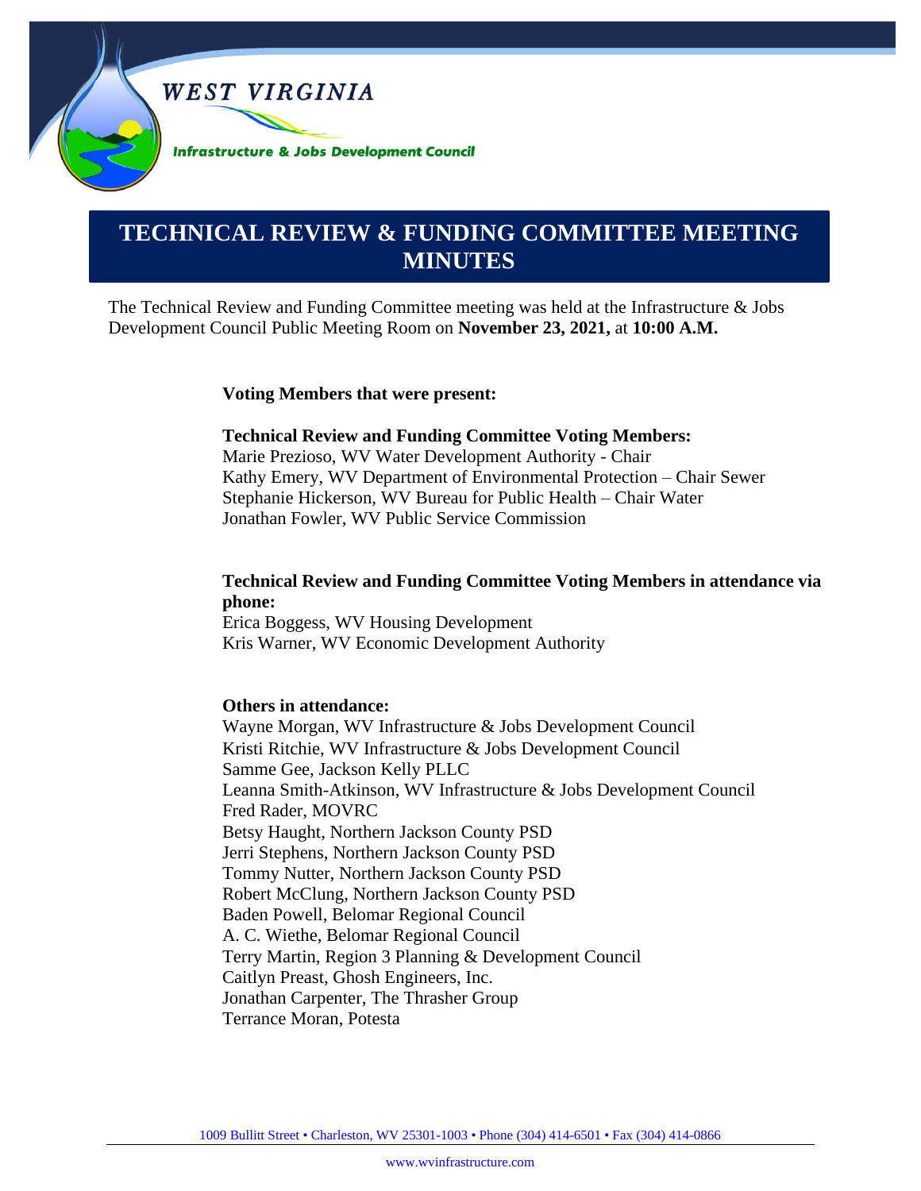WEST VIRGINIA

Infrastructure & Jobs Development Council

# TECHNICAL REVIEW & FUNDING COMMITTEE MEETING MINUTES

The Technical Review and Funding Committee meeting was held at the Infrastructure & Jobs Development Council Public Meeting Room on **November 23, 2021,** at **10:00 A.M.**

**Voting Members that were present:**

**Technical Review and Funding Committee Voting Members:**
Marie Prezioso, WV Water Development Authority - Chair
Kathy Emery, WV Department of Environmental Protection – Chair Sewer
Stephanie Hickerson, WV Bureau for Public Health – Chair Water
Jonathan Fowler, WV Public Service Commission

**Technical Review and Funding Committee Voting Members in attendance via phone:**
Erica Boggess, WV Housing Development
Kris Warner, WV Economic Development Authority

**Others in attendance:**
Wayne Morgan, WV Infrastructure & Jobs Development Council
Kristi Ritchie, WV Infrastructure & Jobs Development Council
Samme Gee, Jackson Kelly PLLC
Leanna Smith-Atkinson, WV Infrastructure & Jobs Development Council
Fred Rader, MOVRC
Betsy Haught, Northern Jackson County PSD
Jerri Stephens, Northern Jackson County PSD
Tommy Nutter, Northern Jackson County PSD
Robert McClung, Northern Jackson County PSD
Baden Powell, Belomar Regional Council
A. C. Wiethe, Belomar Regional Council
Terry Martin, Region 3 Planning & Development Council
Caitlyn Preast, Ghosh Engineers, Inc.
Jonathan Carpenter, The Thrasher Group
Terrance Moran, Potesta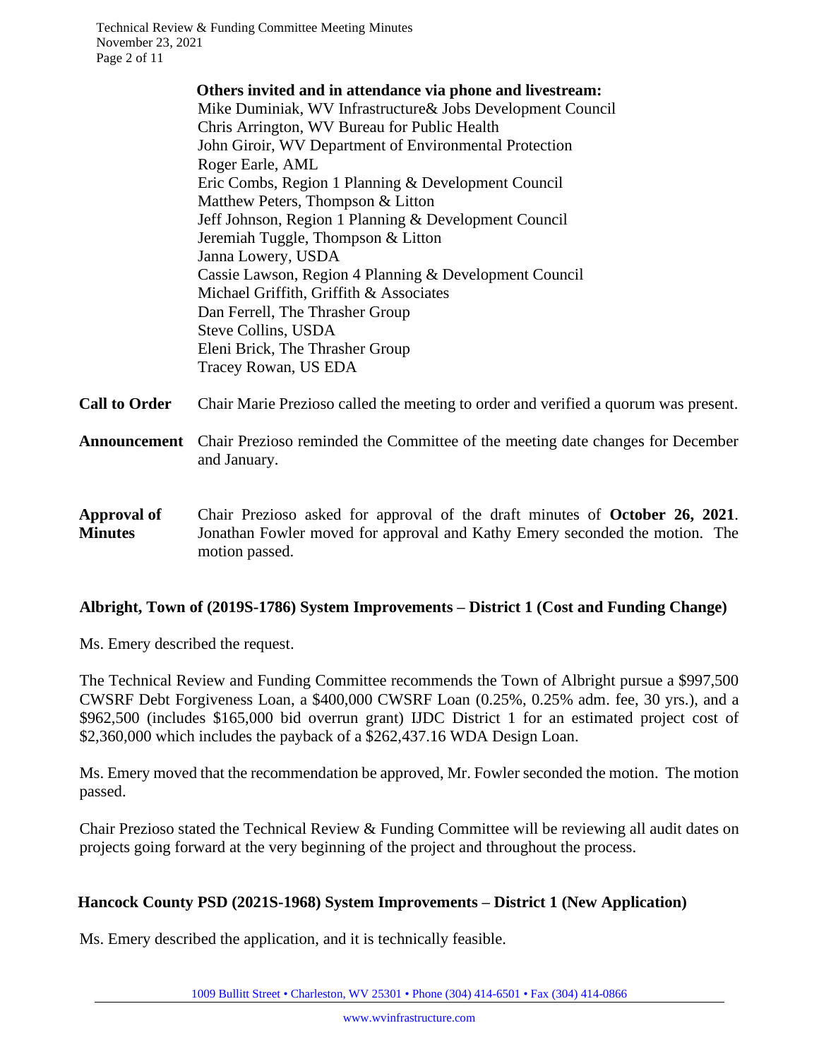**Others invited and in attendance via phone and livestream:**

Mike Duminiak, WV Infrastructure& Jobs Development Council
Chris Arrington, WV Bureau for Public Health
John Giroir, WV Department of Environmental Protection
Roger Earle, AML
Eric Combs, Region 1 Planning & Development Council
Matthew Peters, Thompson & Litton
Jeff Johnson, Region 1 Planning & Development Council
Jeremiah Tuggle, Thompson & Litton
Janna Lowery, USDA
Cassie Lawson, Region 4 Planning & Development Council
Michael Griffith, Griffith & Associates
Dan Ferrell, The Thrasher Group
Steve Collins, USDA
Eleni Brick, The Thrasher Group
Tracey Rowan, US EDA

**Call to Order** Chair Marie Prezioso called the meeting to order and verified a quorum was present.

**Announcement** Chair Prezioso reminded the Committee of the meeting date changes for December and January.

**Approval of Minutes** Chair Prezioso asked for approval of the draft minutes of **October 26, 2021**. Jonathan Fowler moved for approval and Kathy Emery seconded the motion. The motion passed.

**Albright, Town of (2019S-1786) System Improvements – District 1 (Cost and Funding Change)**

Ms. Emery described the request.

The Technical Review and Funding Committee recommends the Town of Albright pursue a $997,500 CWSRF Debt Forgiveness Loan, a $400,000 CWSRF Loan (0.25%, 0.25% adm. fee, 30 yrs.), and a $962,500 (includes $165,000 bid overrun grant) IJDC District 1 for an estimated project cost of $2,360,000 which includes the payback of a $262,437.16 WDA Design Loan.

Ms. Emery moved that the recommendation be approved, Mr. Fowler seconded the motion. The motion passed.

Chair Prezioso stated the Technical Review & Funding Committee will be reviewing all audit dates on projects going forward at the very beginning of the project and throughout the process.

**Hancock County PSD (2021S-1968) System Improvements – District 1 (New Application)**

Ms. Emery described the application, and it is technically feasible.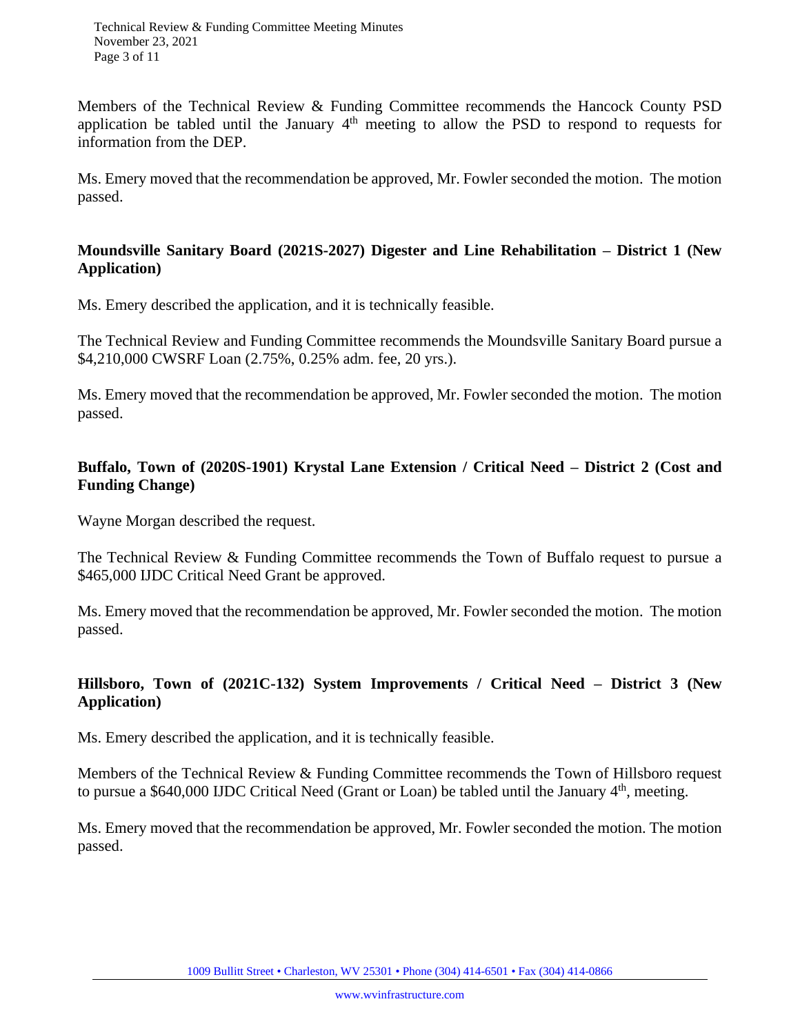Members of the Technical Review & Funding Committee recommends the Hancock County PSD application be tabled until the January 4th meeting to allow the PSD to respond to requests for information from the DEP.

Ms. Emery moved that the recommendation be approved, Mr. Fowler seconded the motion. The motion passed.

**Moundsville Sanitary Board (2021S-2027) Digester and Line Rehabilitation – District 1 (New Application)**

Ms. Emery described the application, and it is technically feasible.

The Technical Review and Funding Committee recommends the Moundsville Sanitary Board pursue a $4,210,000 CWSRF Loan (2.75%, 0.25% adm. fee, 20 yrs.).

Ms. Emery moved that the recommendation be approved, Mr. Fowler seconded the motion. The motion passed.

**Buffalo, Town of (2020S-1901) Krystal Lane Extension / Critical Need – District 2 (Cost and Funding Change)**

Wayne Morgan described the request.

The Technical Review & Funding Committee recommends the Town of Buffalo request to pursue a $465,000 IJDC Critical Need Grant be approved.

Ms. Emery moved that the recommendation be approved, Mr. Fowler seconded the motion. The motion passed.

**Hillsboro, Town of (2021C-132) System Improvements / Critical Need – District 3 (New Application)**

Ms. Emery described the application, and it is technically feasible.

Members of the Technical Review & Funding Committee recommends the Town of Hillsboro request to pursue a $640,000 IJDC Critical Need (Grant or Loan) be tabled until the January 4th, meeting.

Ms. Emery moved that the recommendation be approved, Mr. Fowler seconded the motion. The motion passed.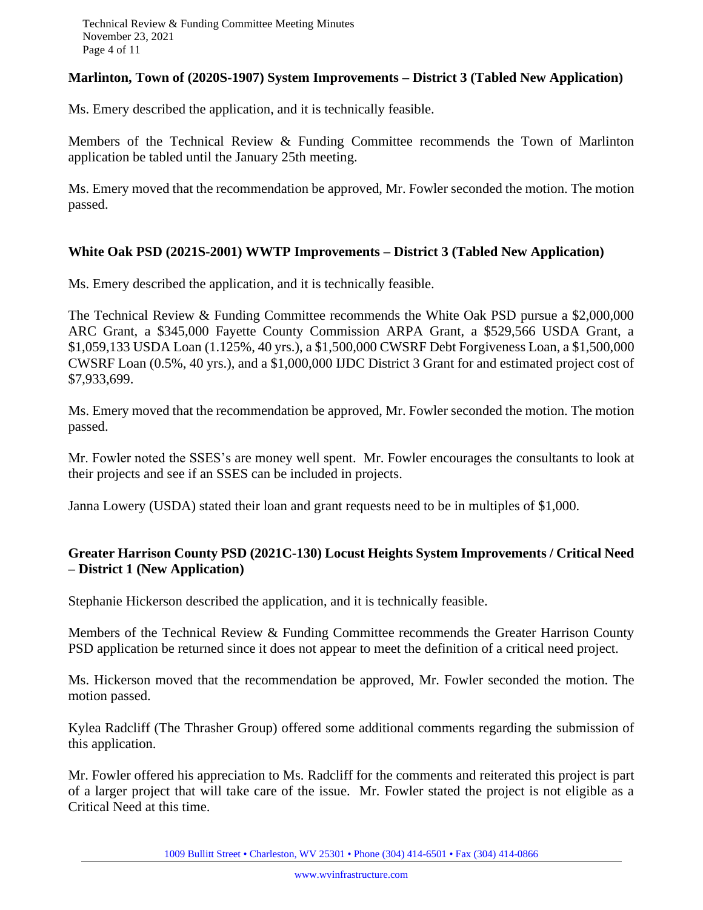**Marlinton, Town of (2020S-1907) System Improvements – District 3 (Tabled New Application)**

Ms. Emery described the application, and it is technically feasible.

Members of the Technical Review & Funding Committee recommends the Town of Marlinton application be tabled until the January 25th meeting.

Ms. Emery moved that the recommendation be approved, Mr. Fowler seconded the motion. The motion passed.

**White Oak PSD (2021S-2001) WWTP Improvements – District 3 (Tabled New Application)**

Ms. Emery described the application, and it is technically feasible.

The Technical Review & Funding Committee recommends the White Oak PSD pursue a $2,000,000 ARC Grant, a $345,000 Fayette County Commission ARPA Grant, a $529,566 USDA Grant, a $1,059,133 USDA Loan (1.125%, 40 yrs.), a $1,500,000 CWSRF Debt Forgiveness Loan, a $1,500,000 CWSRF Loan (0.5%, 40 yrs.), and a $1,000,000 IJDC District 3 Grant for and estimated project cost of $7,933,699.

Ms. Emery moved that the recommendation be approved, Mr. Fowler seconded the motion. The motion passed.

Mr. Fowler noted the SSES's are money well spent. Mr. Fowler encourages the consultants to look at their projects and see if an SSES can be included in projects.

Janna Lowery (USDA) stated their loan and grant requests need to be in multiples of $1,000.

**Greater Harrison County PSD (2021C-130) Locust Heights System Improvements / Critical Need – District 1 (New Application)**

Stephanie Hickerson described the application, and it is technically feasible.

Members of the Technical Review & Funding Committee recommends the Greater Harrison County PSD application be returned since it does not appear to meet the definition of a critical need project.

Ms. Hickerson moved that the recommendation be approved, Mr. Fowler seconded the motion. The motion passed.

Kylea Radcliff (The Thrasher Group) offered some additional comments regarding the submission of this application.

Mr. Fowler offered his appreciation to Ms. Radcliff for the comments and reiterated this project is part of a larger project that will take care of the issue. Mr. Fowler stated the project is not eligible as a Critical Need at this time.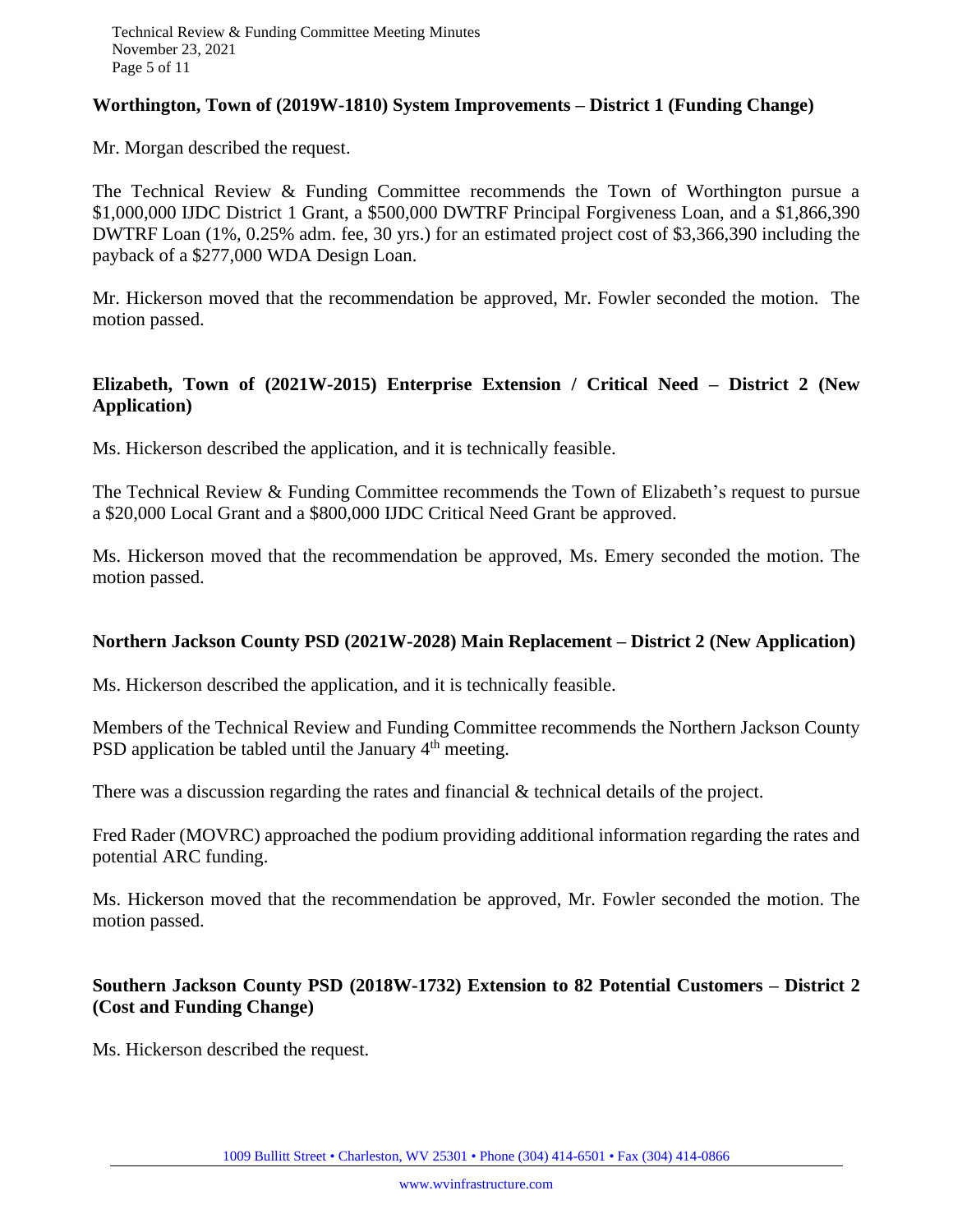**Worthington, Town of (2019W-1810) System Improvements – District 1 (Funding Change)**

Mr. Morgan described the request.

The Technical Review & Funding Committee recommends the Town of Worthington pursue a \$1,000,000 IJDC District 1 Grant, a \$500,000 DWTRF Principal Forgiveness Loan, and a \$1,866,390 DWTRF Loan (1%, 0.25% adm. fee, 30 yrs.) for an estimated project cost of \$3,366,390 including the payback of a \$277,000 WDA Design Loan.

Mr. Hickerson moved that the recommendation be approved, Mr. Fowler seconded the motion. The motion passed.

**Elizabeth, Town of (2021W-2015) Enterprise Extension / Critical Need – District 2 (New Application)**

Ms. Hickerson described the application, and it is technically feasible.

The Technical Review & Funding Committee recommends the Town of Elizabeth's request to pursue a \$20,000 Local Grant and a \$800,000 IJDC Critical Need Grant be approved.

Ms. Hickerson moved that the recommendation be approved, Ms. Emery seconded the motion. The motion passed.

**Northern Jackson County PSD (2021W-2028) Main Replacement – District 2 (New Application)**

Ms. Hickerson described the application, and it is technically feasible.

Members of the Technical Review and Funding Committee recommends the Northern Jackson County PSD application be tabled until the January 4th meeting.

There was a discussion regarding the rates and financial & technical details of the project.

Fred Rader (MOVRC) approached the podium providing additional information regarding the rates and potential ARC funding.

Ms. Hickerson moved that the recommendation be approved, Mr. Fowler seconded the motion. The motion passed.

**Southern Jackson County PSD (2018W-1732) Extension to 82 Potential Customers – District 2 (Cost and Funding Change)**

Ms. Hickerson described the request.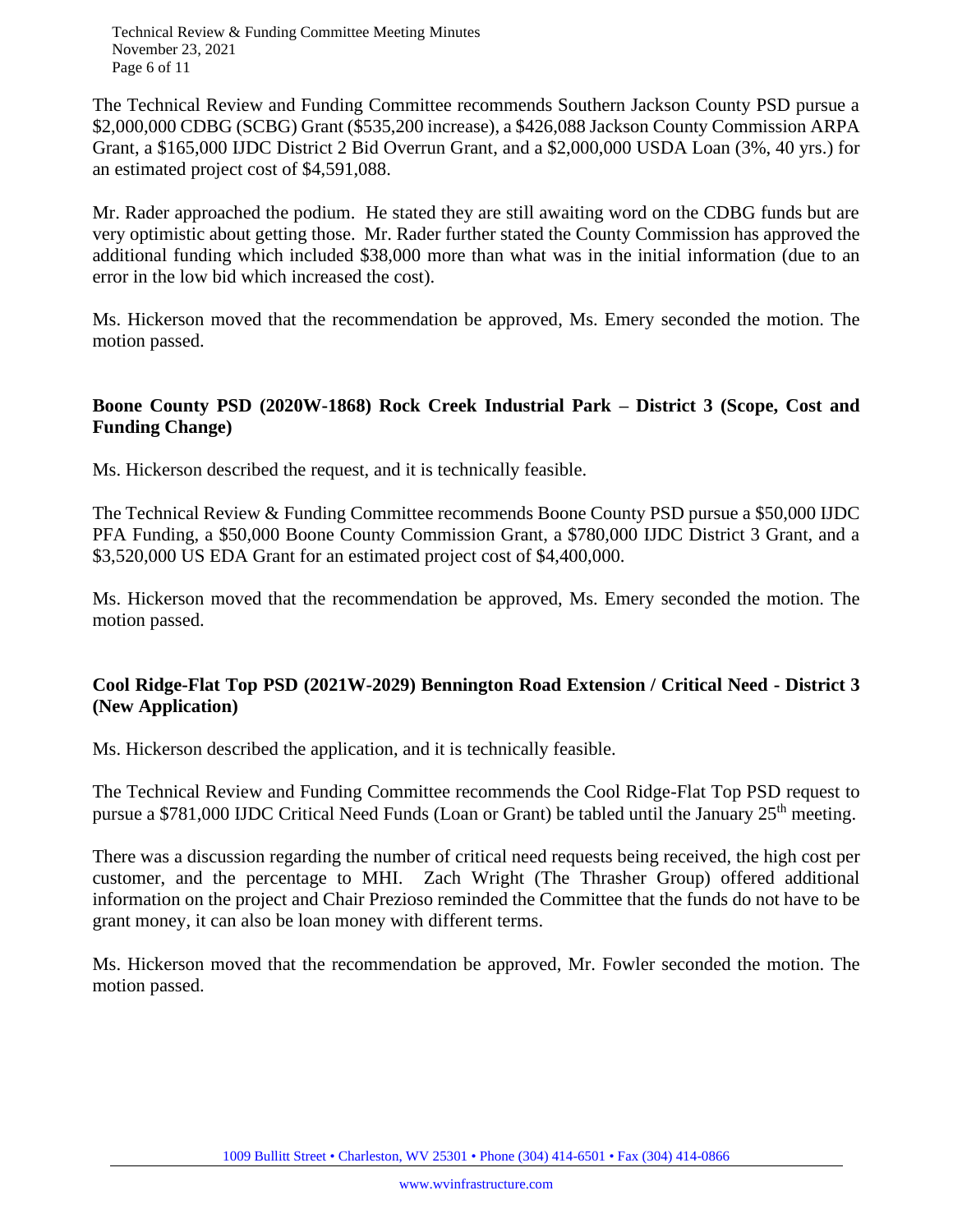The Technical Review and Funding Committee recommends Southern Jackson County PSD pursue a $2,000,000 CDBG (SCBG) Grant ($535,200 increase), a $426,088 Jackson County Commission ARPA Grant, a $165,000 IJDC District 2 Bid Overrun Grant, and a $2,000,000 USDA Loan (3%, 40 yrs.) for an estimated project cost of $4,591,088.

Mr. Rader approached the podium. He stated they are still awaiting word on the CDBG funds but are very optimistic about getting those. Mr. Rader further stated the County Commission has approved the additional funding which included $38,000 more than what was in the initial information (due to an error in the low bid which increased the cost).

Ms. Hickerson moved that the recommendation be approved, Ms. Emery seconded the motion. The motion passed.

**Boone County PSD (2020W-1868) Rock Creek Industrial Park – District 3 (Scope, Cost and Funding Change)**

Ms. Hickerson described the request, and it is technically feasible.

The Technical Review & Funding Committee recommends Boone County PSD pursue a $50,000 IJDC PFA Funding, a $50,000 Boone County Commission Grant, a $780,000 IJDC District 3 Grant, and a $3,520,000 US EDA Grant for an estimated project cost of $4,400,000.

Ms. Hickerson moved that the recommendation be approved, Ms. Emery seconded the motion. The motion passed.

**Cool Ridge-Flat Top PSD (2021W-2029) Bennington Road Extension / Critical Need - District 3 (New Application)**

Ms. Hickerson described the application, and it is technically feasible.

The Technical Review and Funding Committee recommends the Cool Ridge-Flat Top PSD request to pursue a $781,000 IJDC Critical Need Funds (Loan or Grant) be tabled until the January 25th meeting.

There was a discussion regarding the number of critical need requests being received, the high cost per customer, and the percentage to MHI. Zach Wright (The Thrasher Group) offered additional information on the project and Chair Prezioso reminded the Committee that the funds do not have to be grant money, it can also be loan money with different terms.

Ms. Hickerson moved that the recommendation be approved, Mr. Fowler seconded the motion. The motion passed.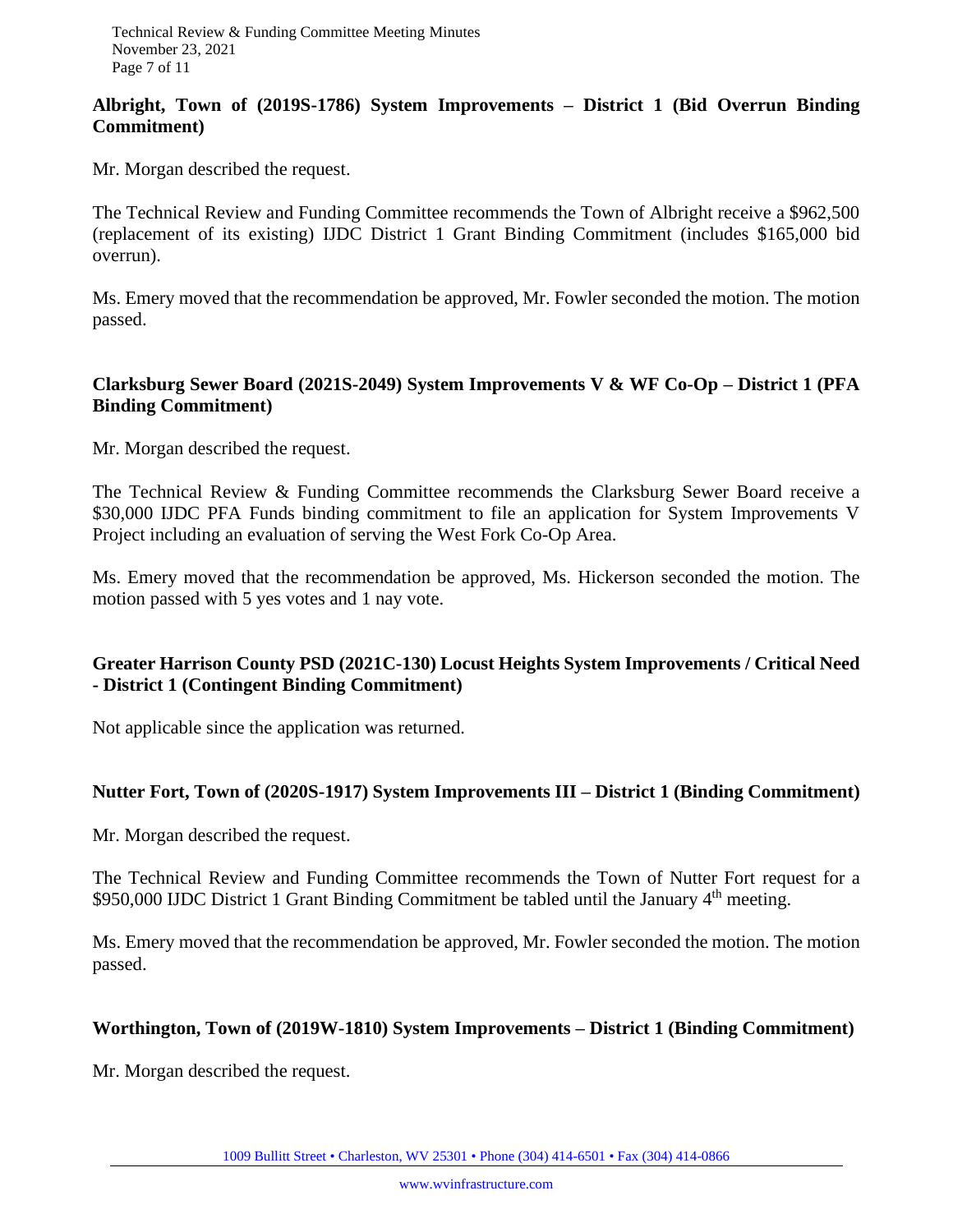**Albright, Town of (2019S-1786) System Improvements – District 1 (Bid Overrun Binding Commitment)**

Mr. Morgan described the request.

The Technical Review and Funding Committee recommends the Town of Albright receive a $962,500 (replacement of its existing) IJDC District 1 Grant Binding Commitment (includes $165,000 bid overrun).

Ms. Emery moved that the recommendation be approved, Mr. Fowler seconded the motion. The motion passed.

**Clarksburg Sewer Board (2021S-2049) System Improvements V & WF Co-Op – District 1 (PFA Binding Commitment)**

Mr. Morgan described the request.

The Technical Review & Funding Committee recommends the Clarksburg Sewer Board receive a $30,000 IJDC PFA Funds binding commitment to file an application for System Improvements V Project including an evaluation of serving the West Fork Co-Op Area.

Ms. Emery moved that the recommendation be approved, Ms. Hickerson seconded the motion. The motion passed with 5 yes votes and 1 nay vote.

**Greater Harrison County PSD (2021C-130) Locust Heights System Improvements / Critical Need - District 1 (Contingent Binding Commitment)**

Not applicable since the application was returned.

**Nutter Fort, Town of (2020S-1917) System Improvements III – District 1 (Binding Commitment)**

Mr. Morgan described the request.

The Technical Review and Funding Committee recommends the Town of Nutter Fort request for a $950,000 IJDC District 1 Grant Binding Commitment be tabled until the January 4th meeting.

Ms. Emery moved that the recommendation be approved, Mr. Fowler seconded the motion. The motion passed.

**Worthington, Town of (2019W-1810) System Improvements – District 1 (Binding Commitment)**

Mr. Morgan described the request.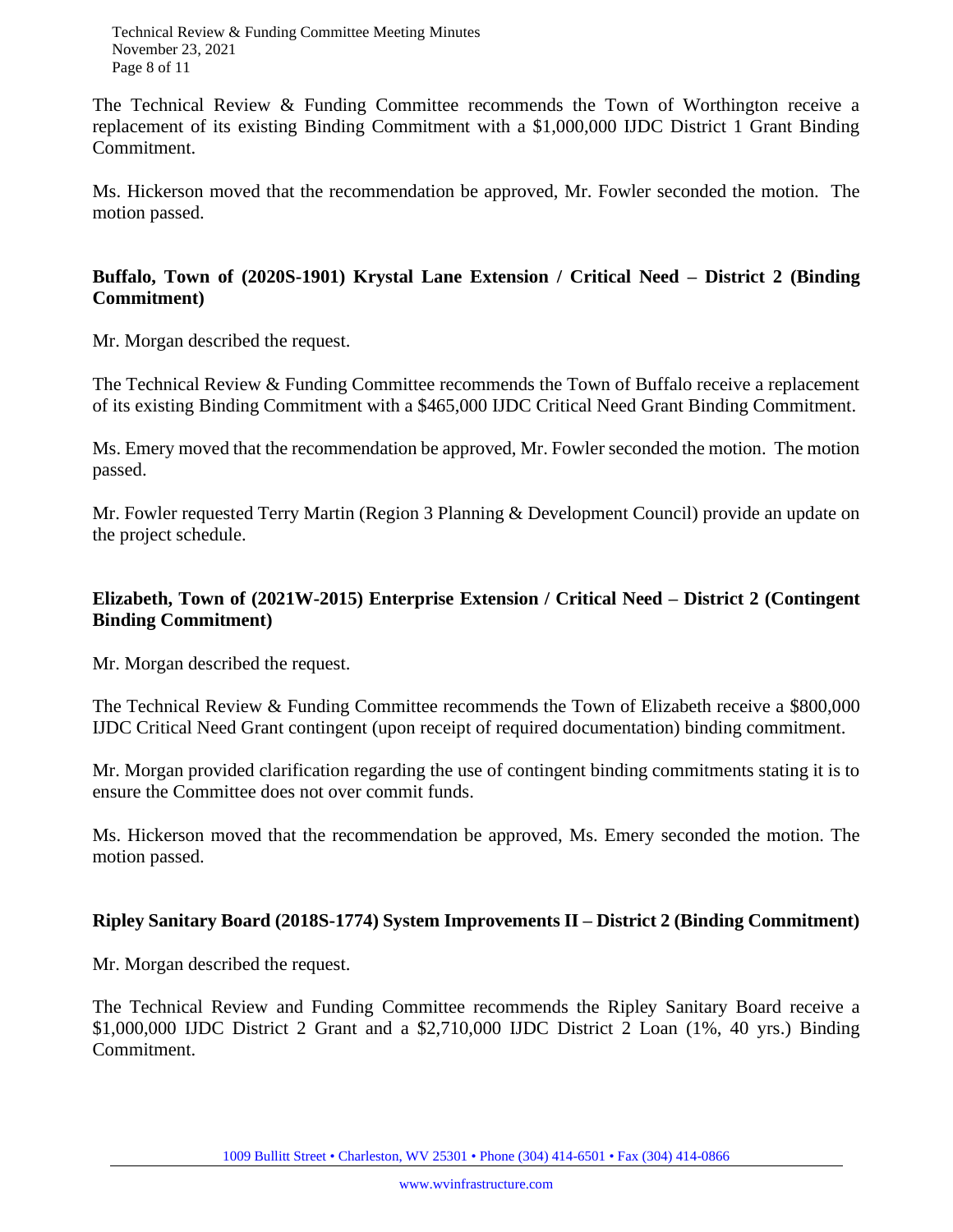The Technical Review & Funding Committee recommends the Town of Worthington receive a replacement of its existing Binding Commitment with a $1,000,000 IJDC District 1 Grant Binding Commitment.

Ms. Hickerson moved that the recommendation be approved, Mr. Fowler seconded the motion. The motion passed.

**Buffalo, Town of (2020S-1901) Krystal Lane Extension / Critical Need – District 2 (Binding Commitment)**

Mr. Morgan described the request.

The Technical Review & Funding Committee recommends the Town of Buffalo receive a replacement of its existing Binding Commitment with a $465,000 IJDC Critical Need Grant Binding Commitment.

Ms. Emery moved that the recommendation be approved, Mr. Fowler seconded the motion. The motion passed.

Mr. Fowler requested Terry Martin (Region 3 Planning & Development Council) provide an update on the project schedule.

**Elizabeth, Town of (2021W-2015) Enterprise Extension / Critical Need – District 2 (Contingent Binding Commitment)**

Mr. Morgan described the request.

The Technical Review & Funding Committee recommends the Town of Elizabeth receive a $800,000 IJDC Critical Need Grant contingent (upon receipt of required documentation) binding commitment.

Mr. Morgan provided clarification regarding the use of contingent binding commitments stating it is to ensure the Committee does not over commit funds.

Ms. Hickerson moved that the recommendation be approved, Ms. Emery seconded the motion. The motion passed.

**Ripley Sanitary Board (2018S-1774) System Improvements II – District 2 (Binding Commitment)**

Mr. Morgan described the request.

The Technical Review and Funding Committee recommends the Ripley Sanitary Board receive a $1,000,000 IJDC District 2 Grant and a $2,710,000 IJDC District 2 Loan (1%, 40 yrs.) Binding Commitment.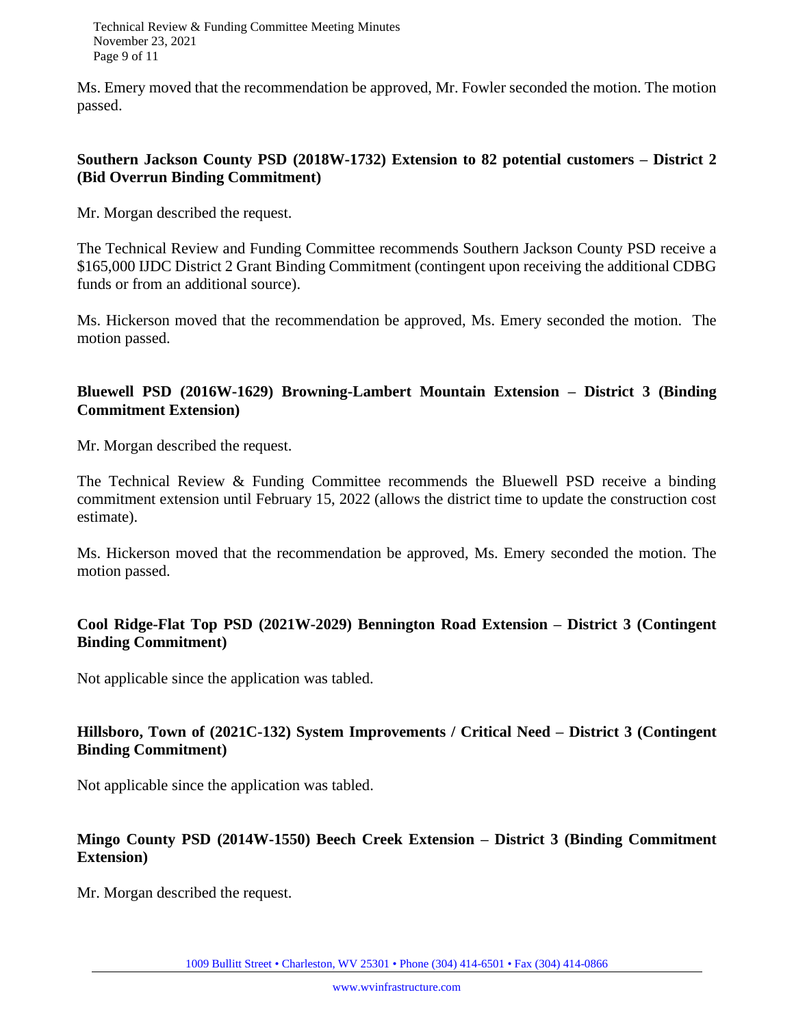Ms. Emery moved that the recommendation be approved, Mr. Fowler seconded the motion. The motion passed.

**Southern Jackson County PSD (2018W-1732) Extension to 82 potential customers – District 2 (Bid Overrun Binding Commitment)**

Mr. Morgan described the request.

The Technical Review and Funding Committee recommends Southern Jackson County PSD receive a $165,000 IJDC District 2 Grant Binding Commitment (contingent upon receiving the additional CDBG funds or from an additional source).

Ms. Hickerson moved that the recommendation be approved, Ms. Emery seconded the motion. The motion passed.

**Bluewell PSD (2016W-1629) Browning-Lambert Mountain Extension – District 3 (Binding Commitment Extension)**

Mr. Morgan described the request.

The Technical Review & Funding Committee recommends the Bluewell PSD receive a binding commitment extension until February 15, 2022 (allows the district time to update the construction cost estimate).

Ms. Hickerson moved that the recommendation be approved, Ms. Emery seconded the motion. The motion passed.

**Cool Ridge-Flat Top PSD (2021W-2029) Bennington Road Extension – District 3 (Contingent Binding Commitment)**

Not applicable since the application was tabled.

**Hillsboro, Town of (2021C-132) System Improvements / Critical Need – District 3 (Contingent Binding Commitment)**

Not applicable since the application was tabled.

**Mingo County PSD (2014W-1550) Beech Creek Extension – District 3 (Binding Commitment Extension)**

Mr. Morgan described the request.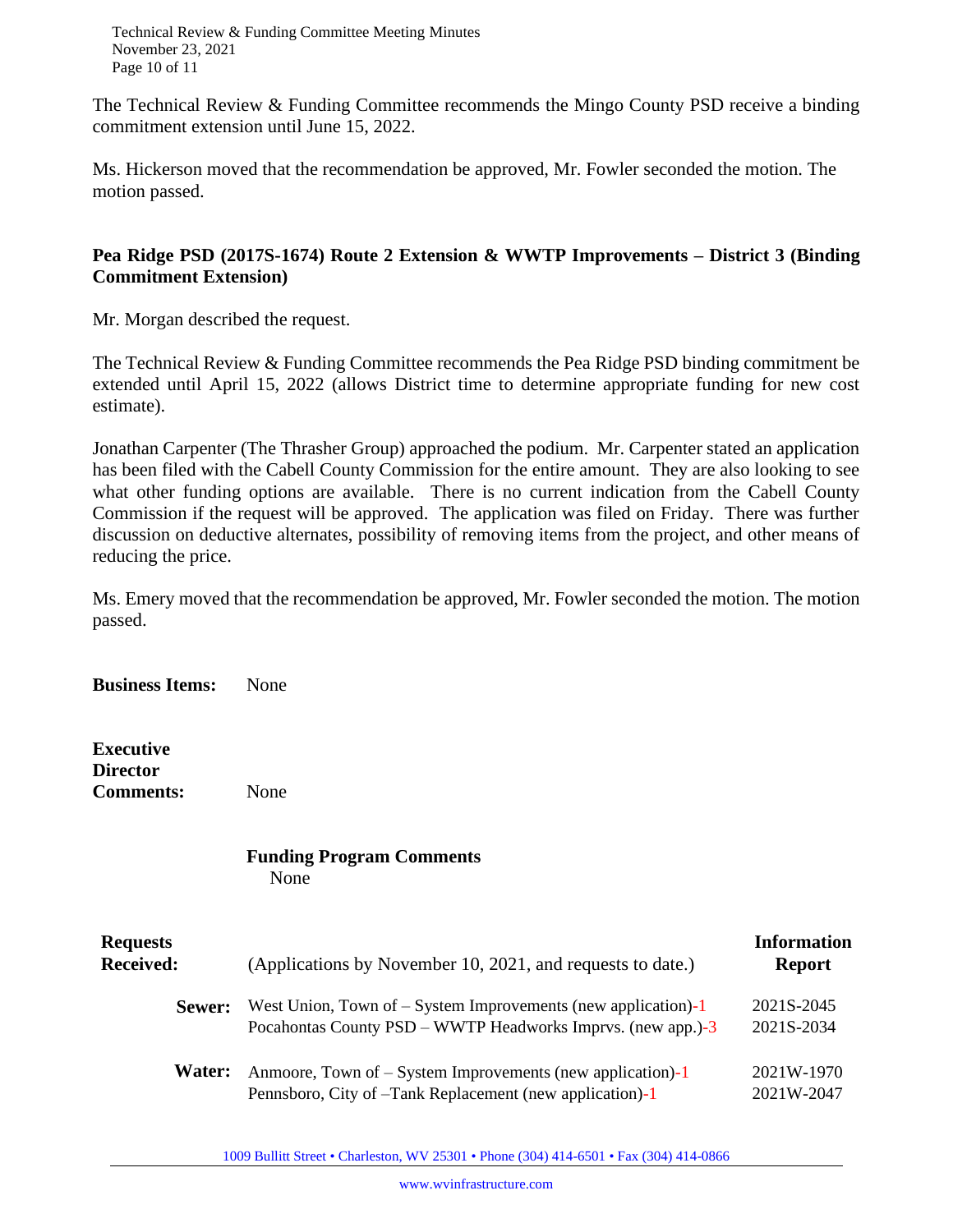The Technical Review & Funding Committee recommends the Mingo County PSD receive a binding commitment extension until June 15, 2022.

Ms. Hickerson moved that the recommendation be approved, Mr. Fowler seconded the motion. The motion passed.

**Pea Ridge PSD (2017S-1674) Route 2 Extension & WWTP Improvements – District 3 (Binding Commitment Extension)**

Mr. Morgan described the request.

The Technical Review & Funding Committee recommends the Pea Ridge PSD binding commitment be extended until April 15, 2022 (allows District time to determine appropriate funding for new cost estimate).

Jonathan Carpenter (The Thrasher Group) approached the podium. Mr. Carpenter stated an application has been filed with the Cabell County Commission for the entire amount. They are also looking to see what other funding options are available. There is no current indication from the Cabell County Commission if the request will be approved. The application was filed on Friday. There was further discussion on deductive alternates, possibility of removing items from the project, and other means of reducing the price.

Ms. Emery moved that the recommendation be approved, Mr. Fowler seconded the motion. The motion passed.

**Business Items:** None

**Executive Director Comments:** None

**Funding Program Comments**
None

| **Requests Received:** | (Applications by November 10, 2021, and requests to date.) | **Information Report** |
|---|---|---|
| **Sewer:** | West Union, Town of – System Improvements (new application)-1 | 2021S-2045 |
| | Pocahontas County PSD – WWTP Headworks Imprvs. (new app.)-3 | 2021S-2034 |
| **Water:** | Anmoore, Town of – System Improvements (new application)-1 | 2021W-1970 |
| | Pennsboro, City of –Tank Replacement (new application)-1 | 2021W-2047 |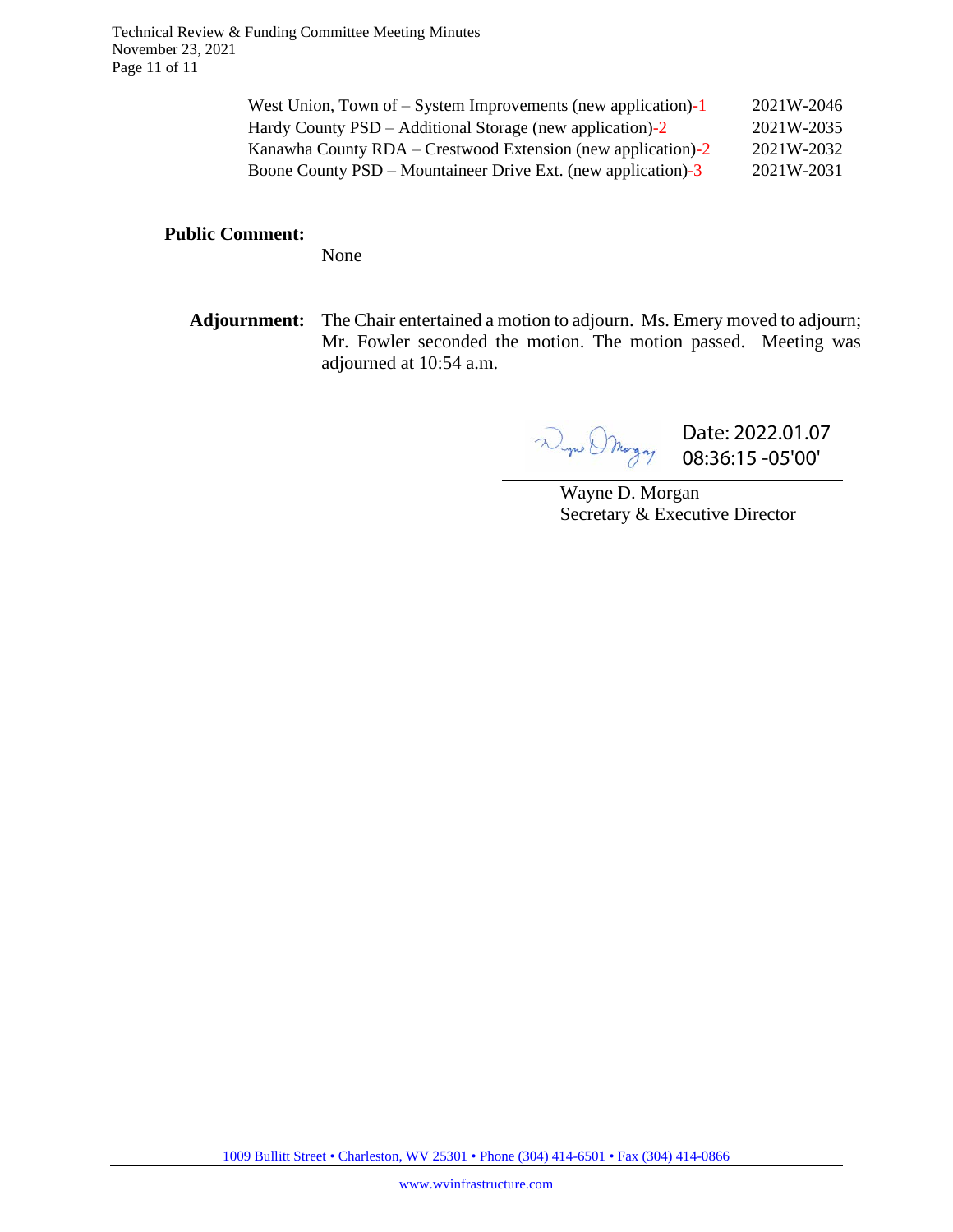| | |
|---|---|
| West Union, Town of – System Improvements (new application)-1 | 2021W-2046 |
| Hardy County PSD – Additional Storage (new application)-2 | 2021W-2035 |
| Kanawha County RDA – Crestwood Extension (new application)-2 | 2021W-2032 |
| Boone County PSD – Mountaineer Drive Ext. (new application)-3 | 2021W-2031 |

**Public Comment:**

None

**Adjournment:** The Chair entertained a motion to adjourn. Ms. Emery moved to adjourn; Mr. Fowler seconded the motion. The motion passed. Meeting was adjourned at 10:54 a.m.

Date: 2022.01.07 08:36:15 -05'00'

Wayne D. Morgan
Secretary & Executive Director

1009 Bullitt Street • Charleston, WV 25301 • Phone (304) 414-6501 • Fax (304) 414-0866

www.wvinfrastructure.com